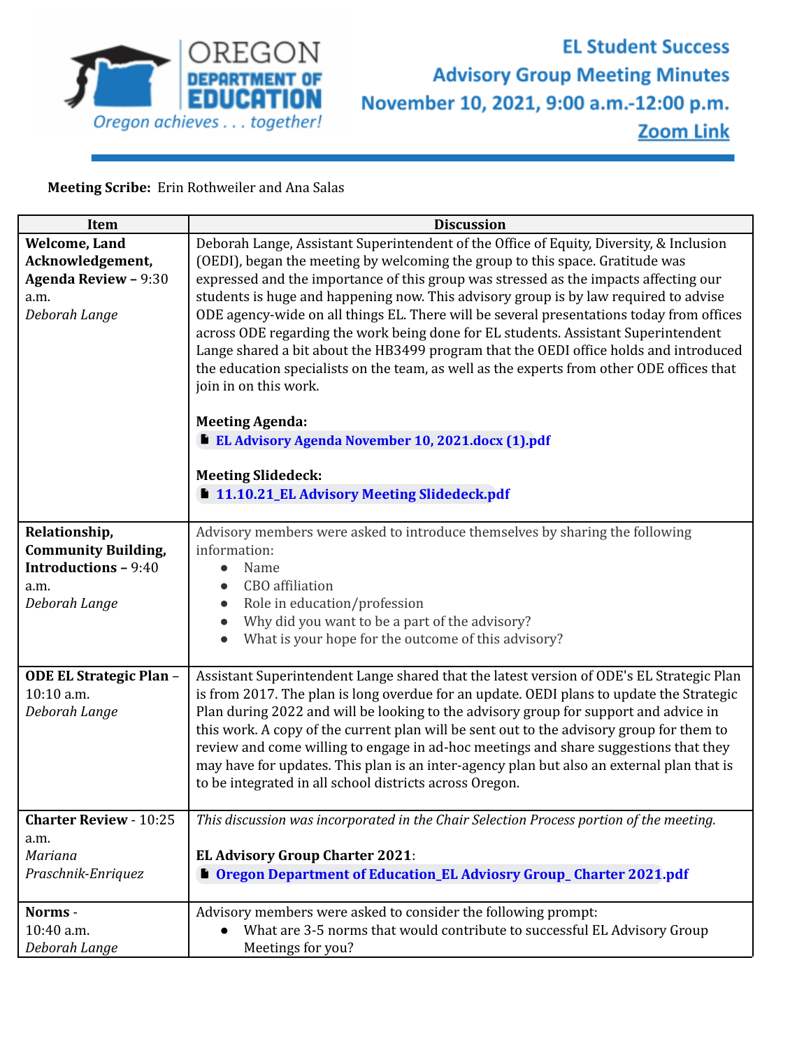# EL Student Success Advisory Group Meeting Minutes

## November 10, 2021, 9:00 a.m.-12:00 p.m.

[Zoom Link]

**Meeting Scribe:** Erin Rothweiler and Ana Salas

| Item | Discussion |
|---|---|
| **Welcome, Land Acknowledgement, Agenda Review –** 9:30 a.m. *Deborah Lange* | Deborah Lange, Assistant Superintendent of the Office of Equity, Diversity, & Inclusion (OEDI), began the meeting by welcoming the group to this space. Gratitude was expressed and the importance of this group was stressed as the impacts affecting our students is huge and happening now. This advisory group is by law required to advise ODE agency-wide on all things EL. There will be several presentations today from offices across ODE regarding the work being done for EL students. Assistant Superintendent Lange shared a bit about the HB3499 program that the OEDI office holds and introduced the education specialists on the team, as well as the experts from other ODE offices that join in on this work.<br><br>**Meeting Agenda:**<br>EL Advisory Agenda November 10, 2021.docx (1).pdf<br><br>**Meeting Slidedeck:**<br>11.10.21_EL Advisory Meeting Slidedeck.pdf |
| **Relationship, Community Building, Introductions –** 9:40 a.m. *Deborah Lange* | Advisory members were asked to introduce themselves by sharing the following information:<br>• Name<br>• CBO affiliation<br>• Role in education/profession<br>• Why did you want to be a part of the advisory?<br>• What is your hope for the outcome of this advisory? |
| **ODE EL Strategic Plan** – 10:10 a.m. *Deborah Lange* | Assistant Superintendent Lange shared that the latest version of ODE's EL Strategic Plan is from 2017. The plan is long overdue for an update. OEDI plans to update the Strategic Plan during 2022 and will be looking to the advisory group for support and advice in this work. A copy of the current plan will be sent out to the advisory group for them to review and come willing to engage in ad-hoc meetings and share suggestions that they may have for updates. This plan is an inter-agency plan but also an external plan that is to be integrated in all school districts across Oregon. |
| **Charter Review** - 10:25 a.m. *Mariana Praschnik-Enriquez* | *This discussion was incorporated in the Chair Selection Process portion of the meeting.*<br><br>**EL Advisory Group Charter 2021**:<br>Oregon Department of Education_EL Adviosry Group_ Charter 2021.pdf |
| **Norms** - 10:40 a.m. *Deborah Lange* | Advisory members were asked to consider the following prompt:<br>• What are 3-5 norms that would contribute to successful EL Advisory Group Meetings for you? |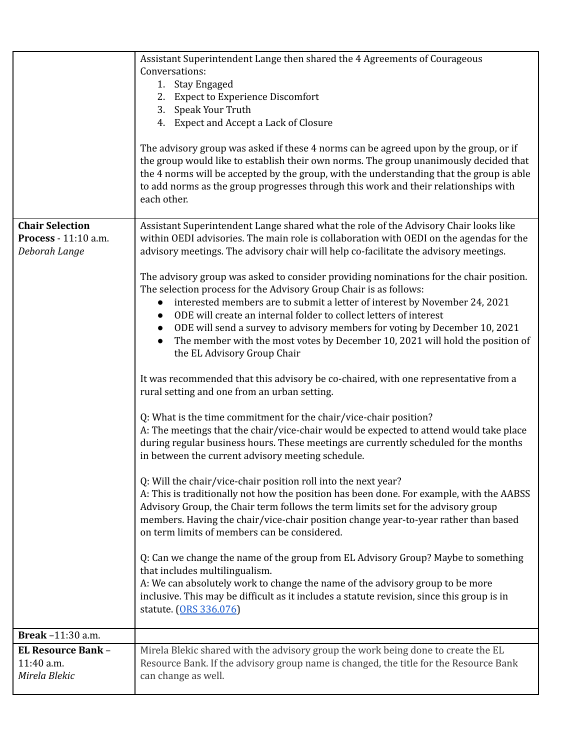| | |
|---|---|
| | Assistant Superintendent Lange then shared the 4 Agreements of Courageous Conversations:<br>1. Stay Engaged<br>2. Expect to Experience Discomfort<br>3. Speak Your Truth<br>4. Expect and Accept a Lack of Closure<br><br>The advisory group was asked if these 4 norms can be agreed upon by the group, or if the group would like to establish their own norms. The group unanimously decided that the 4 norms will be accepted by the group, with the understanding that the group is able to add norms as the group progresses through this work and their relationships with each other. |
| **Chair Selection Process** - 11:10 a.m.<br>*Deborah Lange* | Assistant Superintendent Lange shared what the role of the Advisory Chair looks like within OEDI advisories. The main role is collaboration with OEDI on the agendas for the advisory meetings. The advisory chair will help co-facilitate the advisory meetings.<br><br>The advisory group was asked to consider providing nominations for the chair position. The selection process for the Advisory Group Chair is as follows:<br>● interested members are to submit a letter of interest by November 24, 2021<br>● ODE will create an internal folder to collect letters of interest<br>● ODE will send a survey to advisory members for voting by December 10, 2021<br>● The member with the most votes by December 10, 2021 will hold the position of the EL Advisory Group Chair<br><br>It was recommended that this advisory be co-chaired, with one representative from a rural setting and one from an urban setting.<br><br>Q: What is the time commitment for the chair/vice-chair position?<br>A: The meetings that the chair/vice-chair would be expected to attend would take place during regular business hours. These meetings are currently scheduled for the months in between the current advisory meeting schedule.<br><br>Q: Will the chair/vice-chair position roll into the next year?<br>A: This is traditionally not how the position has been done. For example, with the AABSS Advisory Group, the Chair term follows the term limits set for the advisory group members. Having the chair/vice-chair position change year-to-year rather than based on term limits of members can be considered.<br><br>Q: Can we change the name of the group from EL Advisory Group? Maybe to something that includes multilingualism.<br>A: We can absolutely work to change the name of the advisory group to be more inclusive. This may be difficult as it includes a statute revision, since this group is in statute. (ORS 336.076) |
| **Break** –11:30 a.m. | |
| **EL Resource Bank** – 11:40 a.m.<br>*Mirela Blekic* | Mirela Blekic shared with the advisory group the work being done to create the EL Resource Bank. If the advisory group name is changed, the title for the Resource Bank can change as well. |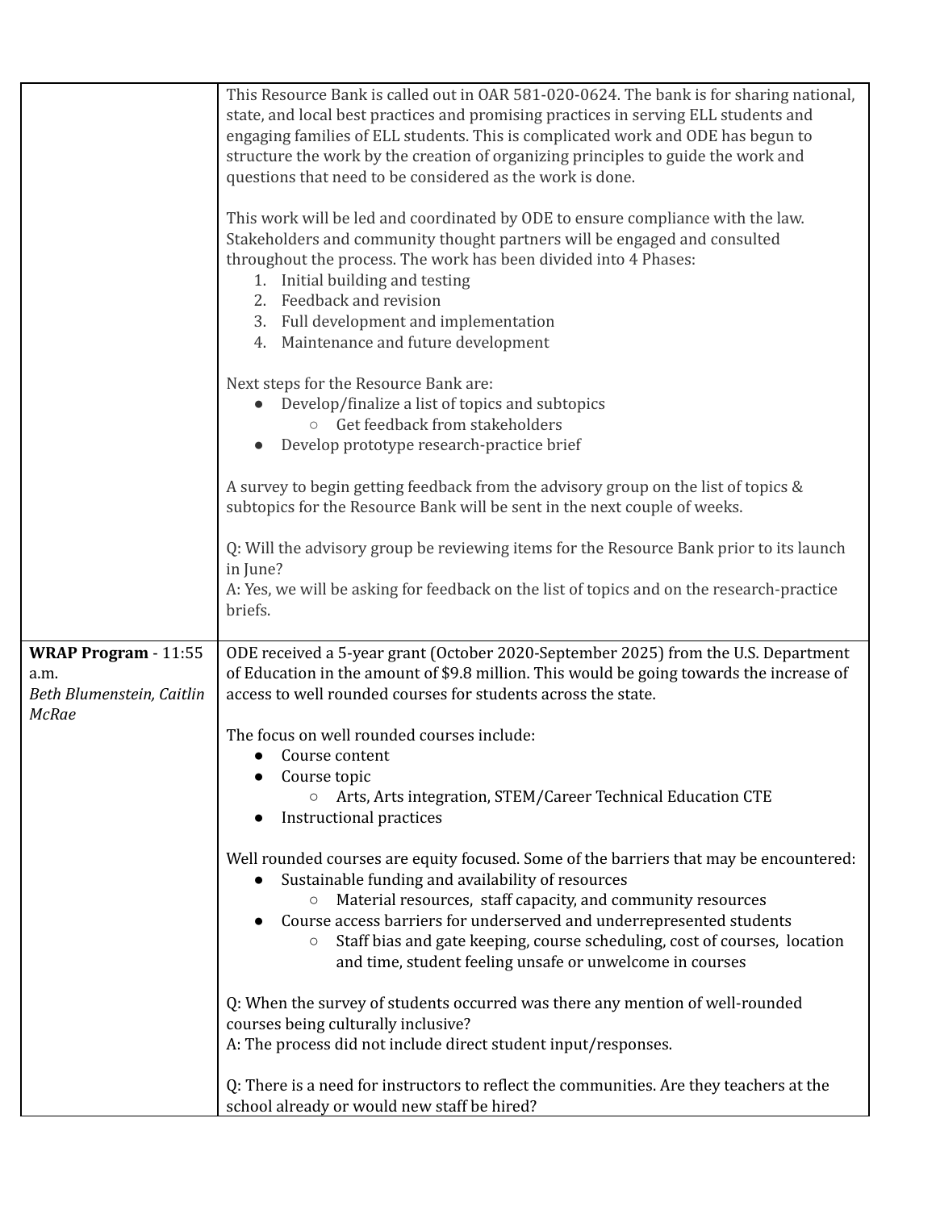| | |
|---|---|
| | This Resource Bank is called out in OAR 581-020-0624. The bank is for sharing national, state, and local best practices and promising practices in serving ELL students and engaging families of ELL students. This is complicated work and ODE has begun to structure the work by the creation of organizing principles to guide the work and questions that need to be considered as the work is done.<br><br>This work will be led and coordinated by ODE to ensure compliance with the law. Stakeholders and community thought partners will be engaged and consulted throughout the process. The work has been divided into 4 Phases:<br>1. Initial building and testing<br>2. Feedback and revision<br>3. Full development and implementation<br>4. Maintenance and future development<br><br>Next steps for the Resource Bank are:<br>● Develop/finalize a list of topics and subtopics<br>&nbsp;&nbsp;&nbsp;&nbsp;○ Get feedback from stakeholders<br>● Develop prototype research-practice brief<br><br>A survey to begin getting feedback from the advisory group on the list of topics & subtopics for the Resource Bank will be sent in the next couple of weeks.<br><br>Q: Will the advisory group be reviewing items for the Resource Bank prior to its launch in June?<br>A: Yes, we will be asking for feedback on the list of topics and on the research-practice briefs. |
| **WRAP Program** - 11:55 a.m.<br>*Beth Blumenstein, Caitlin McRae* | ODE received a 5-year grant (October 2020-September 2025) from the U.S. Department of Education in the amount of $9.8 million. This would be going towards the increase of access to well rounded courses for students across the state.<br><br>The focus on well rounded courses include:<br>● Course content<br>● Course topic<br>&nbsp;&nbsp;&nbsp;&nbsp;○ Arts, Arts integration, STEM/Career Technical Education CTE<br>● Instructional practices<br><br>Well rounded courses are equity focused. Some of the barriers that may be encountered:<br>● Sustainable funding and availability of resources<br>&nbsp;&nbsp;&nbsp;&nbsp;○ Material resources, staff capacity, and community resources<br>● Course access barriers for underserved and underrepresented students<br>&nbsp;&nbsp;&nbsp;&nbsp;○ Staff bias and gate keeping, course scheduling, cost of courses, location and time, student feeling unsafe or unwelcome in courses<br><br>Q: When the survey of students occurred was there any mention of well-rounded courses being culturally inclusive?<br>A: The process did not include direct student input/responses.<br><br>Q: There is a need for instructors to reflect the communities. Are they teachers at the school already or would new staff be hired? |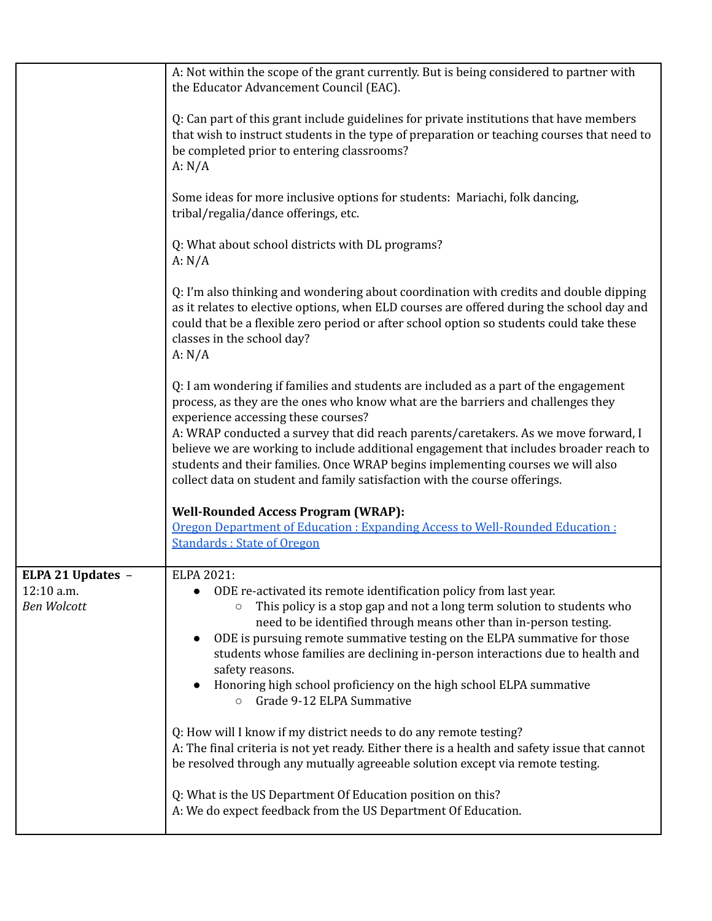| | |
|---|---|
| | A: Not within the scope of the grant currently. But is being considered to partner with the Educator Advancement Council (EAC).<br><br>Q: Can part of this grant include guidelines for private institutions that have members that wish to instruct students in the type of preparation or teaching courses that need to be completed prior to entering classrooms?<br>A: N/A<br><br>Some ideas for more inclusive options for students: Mariachi, folk dancing, tribal/regalia/dance offerings, etc.<br><br>Q: What about school districts with DL programs?<br>A: N/A<br><br>Q: I'm also thinking and wondering about coordination with credits and double dipping as it relates to elective options, when ELD courses are offered during the school day and could that be a flexible zero period or after school option so students could take these classes in the school day?<br>A: N/A<br><br>Q: I am wondering if families and students are included as a part of the engagement process, as they are the ones who know what are the barriers and challenges they experience accessing these courses?<br>A: WRAP conducted a survey that did reach parents/caretakers. As we move forward, I believe we are working to include additional engagement that includes broader reach to students and their families. Once WRAP begins implementing courses we will also collect data on student and family satisfaction with the course offerings.<br><br>**Well-Rounded Access Program (WRAP):**<br>[Oregon Department of Education : Expanding Access to Well-Rounded Education : Standards : State of Oregon]() |
| **ELPA 21 Updates** – 12:10 a.m.<br>*Ben Wolcott* | ELPA 2021:<br>• ODE re-activated its remote identification policy from last year.<br>&nbsp;&nbsp;&nbsp;&nbsp;○ This policy is a stop gap and not a long term solution to students who need to be identified through means other than in-person testing.<br>• ODE is pursuing remote summative testing on the ELPA summative for those students whose families are declining in-person interactions due to health and safety reasons.<br>• Honoring high school proficiency on the high school ELPA summative<br>&nbsp;&nbsp;&nbsp;&nbsp;○ Grade 9-12 ELPA Summative<br><br>Q: How will I know if my district needs to do any remote testing?<br>A: The final criteria is not yet ready. Either there is a health and safety issue that cannot be resolved through any mutually agreeable solution except via remote testing.<br><br>Q: What is the US Department Of Education position on this?<br>A: We do expect feedback from the US Department Of Education. |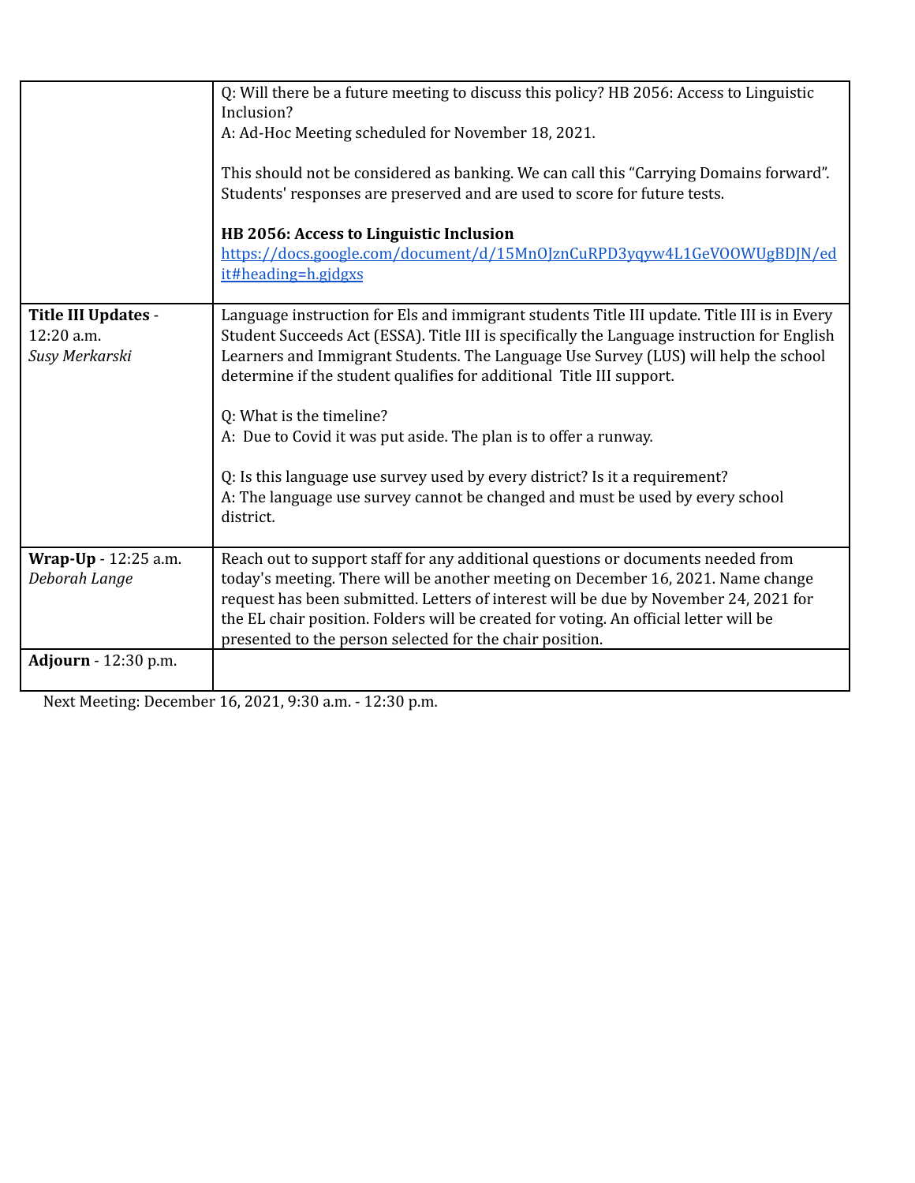| | |
|---|---|
| | Q: Will there be a future meeting to discuss this policy? HB 2056: Access to Linguistic Inclusion?<br>A: Ad-Hoc Meeting scheduled for November 18, 2021.<br><br>This should not be considered as banking. We can call this "Carrying Domains forward". Students' responses are preserved and are used to score for future tests.<br><br>**HB 2056: Access to Linguistic Inclusion**<br>[https://docs.google.com/document/d/15MnOJznCuRPD3yqyw4L1GeVOOWUgBDJN/edit#heading=h.gjdgxs](https://docs.google.com/document/d/15MnOJznCuRPD3yqyw4L1GeVOOWUgBDJN/edit#heading=h.gjdgxs) |
| **Title III Updates** - 12:20 a.m.<br>*Susy Merkarski* | Language instruction for Els and immigrant students Title III update. Title III is in Every Student Succeeds Act (ESSA). Title III is specifically the Language instruction for English Learners and Immigrant Students. The Language Use Survey (LUS) will help the school determine if the student qualifies for additional Title III support.<br><br>Q: What is the timeline?<br>A: Due to Covid it was put aside. The plan is to offer a runway.<br><br>Q: Is this language use survey used by every district? Is it a requirement?<br>A: The language use survey cannot be changed and must be used by every school district. |
| **Wrap-Up** - 12:25 a.m.<br>*Deborah Lange* | Reach out to support staff for any additional questions or documents needed from today's meeting. There will be another meeting on December 16, 2021. Name change request has been submitted. Letters of interest will be due by November 24, 2021 for the EL chair position. Folders will be created for voting. An official letter will be presented to the person selected for the chair position. |
| **Adjourn** - 12:30 p.m. | |

Next Meeting: December 16, 2021, 9:30 a.m. - 12:30 p.m.